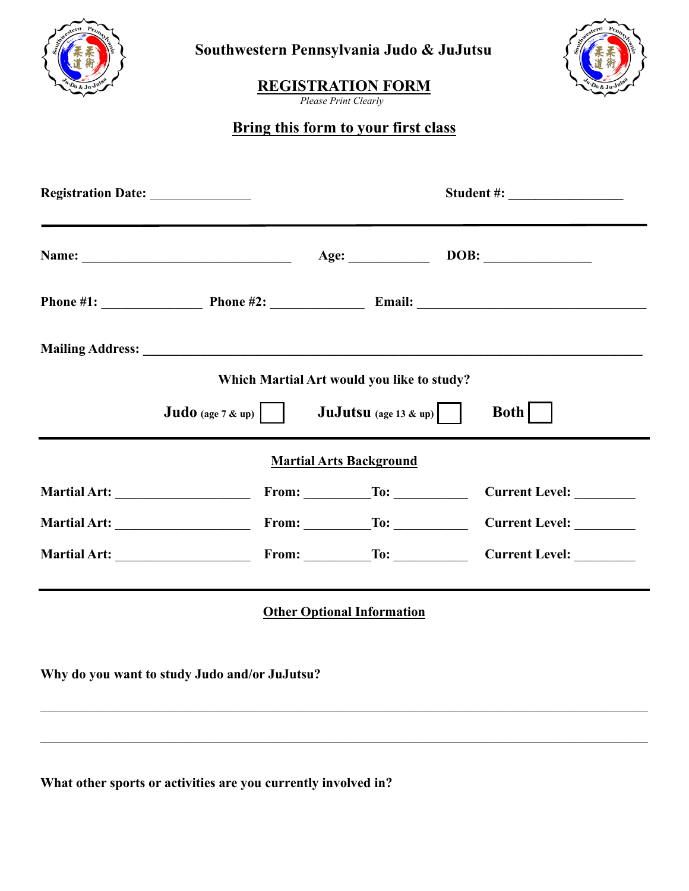# Southwestern Pennsylvania Judo & JuJutsu

## REGISTRATION FORM

*Please Print Clearly*

**Bring this form to your first class**

**Registration Date:** _______________ **Student #:** _________________

---

**Name:** ________________________________ **Age:** ____________ **DOB:** ________________

**Phone #1:** _______________ **Phone #2:** ______________ **Email:** ___________________________________

**Mailing Address:** ____________________________________________________________________________

**Which Martial Art would you like to study?**

**Judo** (age 7 & up) ☐ **JuJutsu** (age 13 & up) ☐ **Both** ☐

---

**Martial Arts Background**

**Martial Art:** ____________________ **From:** __________ **To:** ___________ **Current Level:** _________

**Martial Art:** ____________________ **From:** __________ **To:** ___________ **Current Level:** _________

**Martial Art:** ____________________ **From:** __________ **To:** ___________ **Current Level:** _________

---

**Other Optional Information**

**Why do you want to study Judo and/or JuJutsu?**

______________________________________________________________________________________________

______________________________________________________________________________________________

**What other sports or activities are you currently involved in?**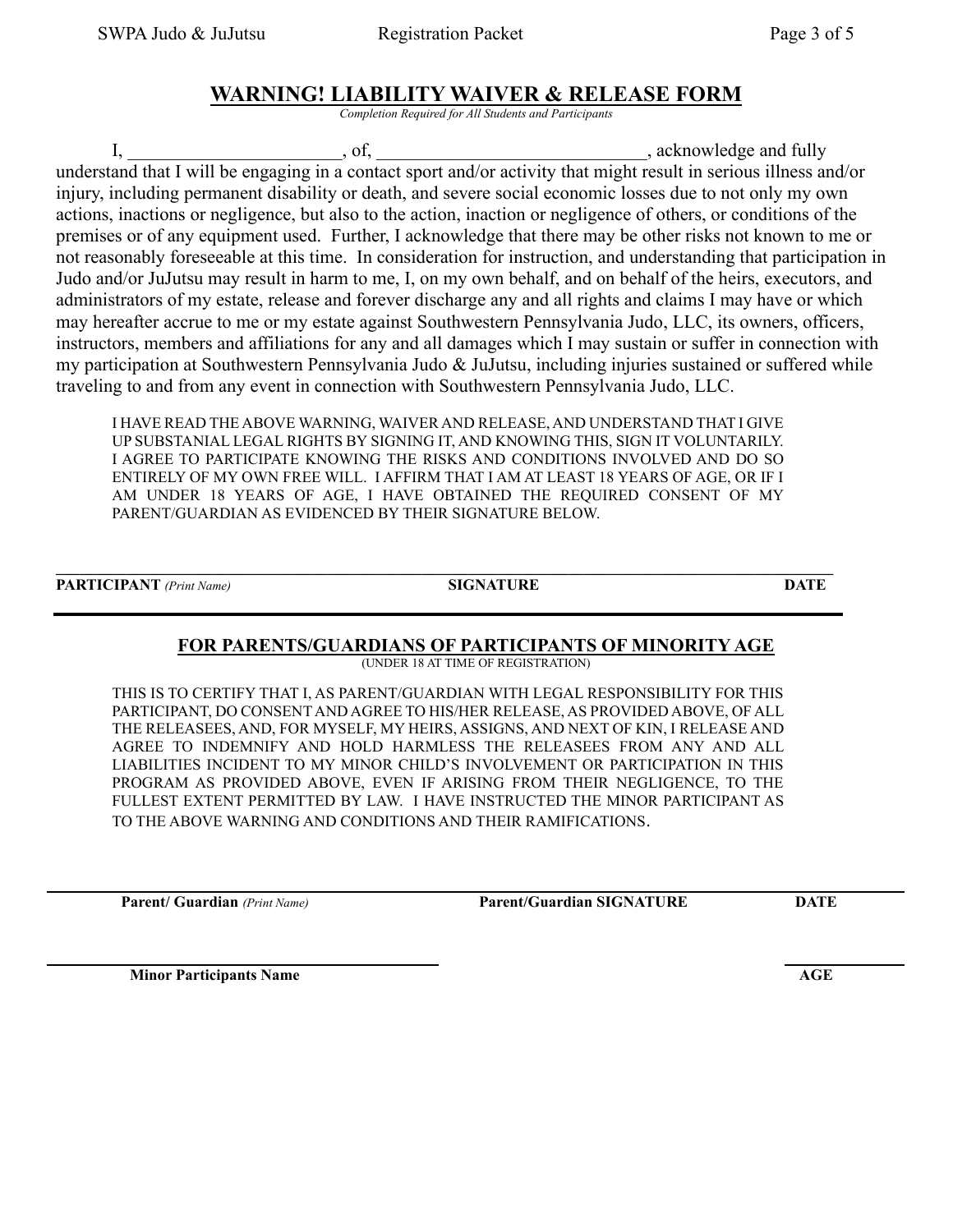# WARNING! LIABILITY WAIVER & RELEASE FORM

*Completion Required for All Students and Participants*

I, ______________________, of, ____________________________, acknowledge and fully understand that I will be engaging in a contact sport and/or activity that might result in serious illness and/or injury, including permanent disability or death, and severe social economic losses due to not only my own actions, inactions or negligence, but also to the action, inaction or negligence of others, or conditions of the premises or of any equipment used. Further, I acknowledge that there may be other risks not known to me or not reasonably foreseeable at this time. In consideration for instruction, and understanding that participation in Judo and/or JuJutsu may result in harm to me, I, on my own behalf, and on behalf of the heirs, executors, and administrators of my estate, release and forever discharge any and all rights and claims I may have or which may hereafter accrue to me or my estate against Southwestern Pennsylvania Judo, LLC, its owners, officers, instructors, members and affiliations for any and all damages which I may sustain or suffer in connection with my participation at Southwestern Pennsylvania Judo & JuJutsu, including injuries sustained or suffered while traveling to and from any event in connection with Southwestern Pennsylvania Judo, LLC.

I HAVE READ THE ABOVE WARNING, WAIVER AND RELEASE, AND UNDERSTAND THAT I GIVE UP SUBSTANIAL LEGAL RIGHTS BY SIGNING IT, AND KNOWING THIS, SIGN IT VOLUNTARILY. I AGREE TO PARTICIPATE KNOWING THE RISKS AND CONDITIONS INVOLVED AND DO SO ENTIRELY OF MY OWN FREE WILL. I AFFIRM THAT I AM AT LEAST 18 YEARS OF AGE, OR IF I AM UNDER 18 YEARS OF AGE, I HAVE OBTAINED THE REQUIRED CONSENT OF MY PARENT/GUARDIAN AS EVIDENCED BY THEIR SIGNATURE BELOW.

______________________________________________________________________________

**PARTICIPANT** *(Print Name)* **SIGNATURE** **DATE**

## FOR PARENTS/GUARDIANS OF PARTICIPANTS OF MINORITY AGE

(UNDER 18 AT TIME OF REGISTRATION)

THIS IS TO CERTIFY THAT I, AS PARENT/GUARDIAN WITH LEGAL RESPONSIBILITY FOR THIS PARTICIPANT, DO CONSENT AND AGREE TO HIS/HER RELEASE, AS PROVIDED ABOVE, OF ALL THE RELEASEES, AND, FOR MYSELF, MY HEIRS, ASSIGNS, AND NEXT OF KIN, I RELEASE AND AGREE TO INDEMNIFY AND HOLD HARMLESS THE RELEASEES FROM ANY AND ALL LIABILITIES INCIDENT TO MY MINOR CHILD'S INVOLVEMENT OR PARTICIPATION IN THIS PROGRAM AS PROVIDED ABOVE, EVEN IF ARISING FROM THEIR NEGLIGENCE, TO THE FULLEST EXTENT PERMITTED BY LAW. I HAVE INSTRUCTED THE MINOR PARTICIPANT AS TO THE ABOVE WARNING AND CONDITIONS AND THEIR RAMIFICATIONS.

______________________________________________________________________________

**Parent/ Guardian** *(Print Name)* **Parent/Guardian SIGNATURE** **DATE**

______________________________________________ ____________

**Minor Participants Name** **AGE**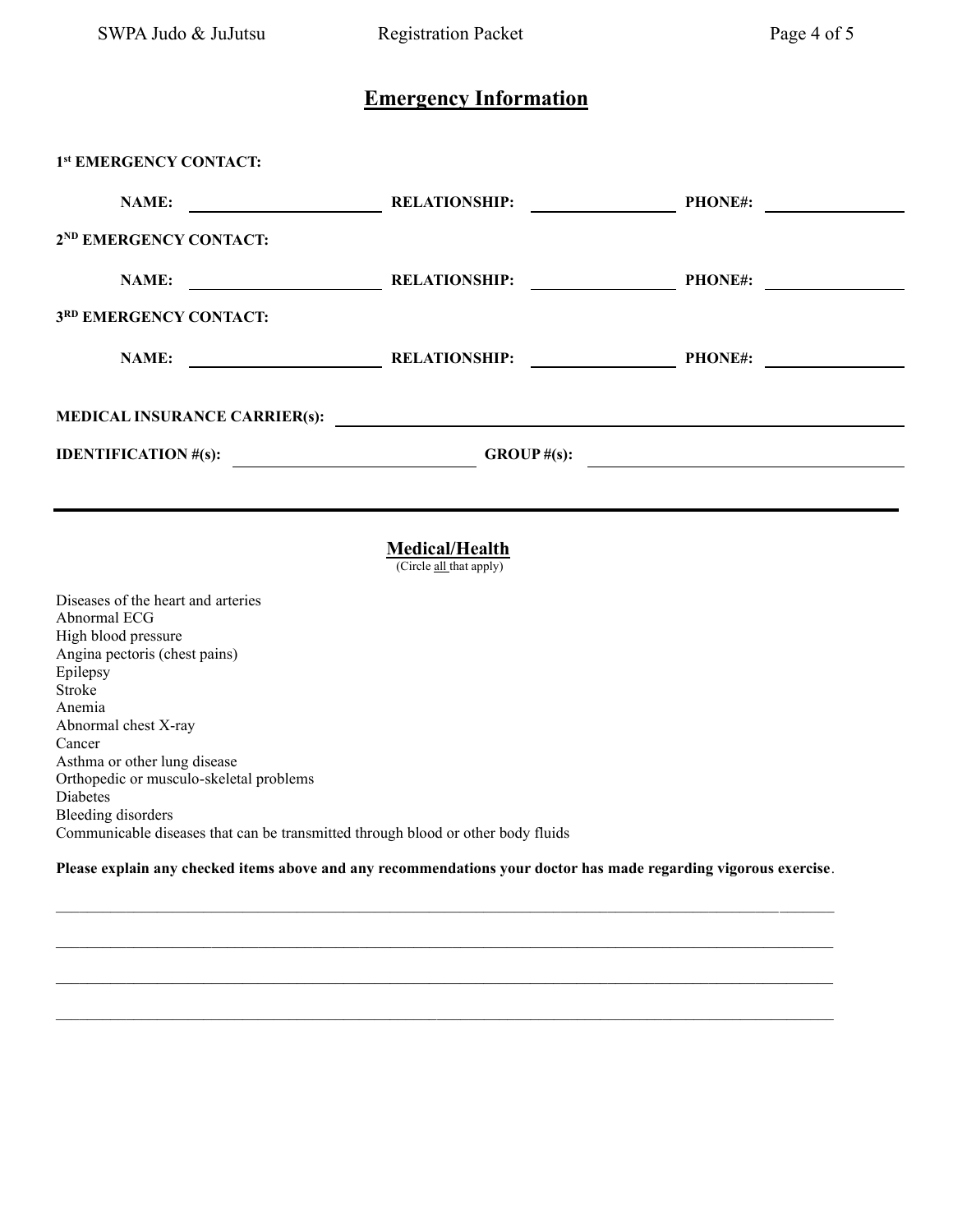# Emergency Information

**1st EMERGENCY CONTACT:**

**NAME:** ____________________ **RELATIONSHIP:** ________________ **PHONE#:** ________________

**2ND EMERGENCY CONTACT:**

**NAME:** ____________________ **RELATIONSHIP:** ________________ **PHONE#:** ________________

**3RD EMERGENCY CONTACT:**

**NAME:** ____________________ **RELATIONSHIP:** ________________ **PHONE#:** ________________

**MEDICAL INSURANCE CARRIER(s):** ________________________________________________

**IDENTIFICATION #(s):** ________________________ **GROUP #(s):** ________________________

---

## Medical/Health

(Circle all that apply)

Diseases of the heart and arteries
Abnormal ECG
High blood pressure
Angina pectoris (chest pains)
Epilepsy
Stroke
Anemia
Abnormal chest X-ray
Cancer
Asthma or other lung disease
Orthopedic or musculo-skeletal problems
Diabetes
Bleeding disorders
Communicable diseases that can be transmitted through blood or other body fluids

**Please explain any checked items above and any recommendations your doctor has made regarding vigorous exercise**.

________________________________________________________________________________

________________________________________________________________________________

________________________________________________________________________________

________________________________________________________________________________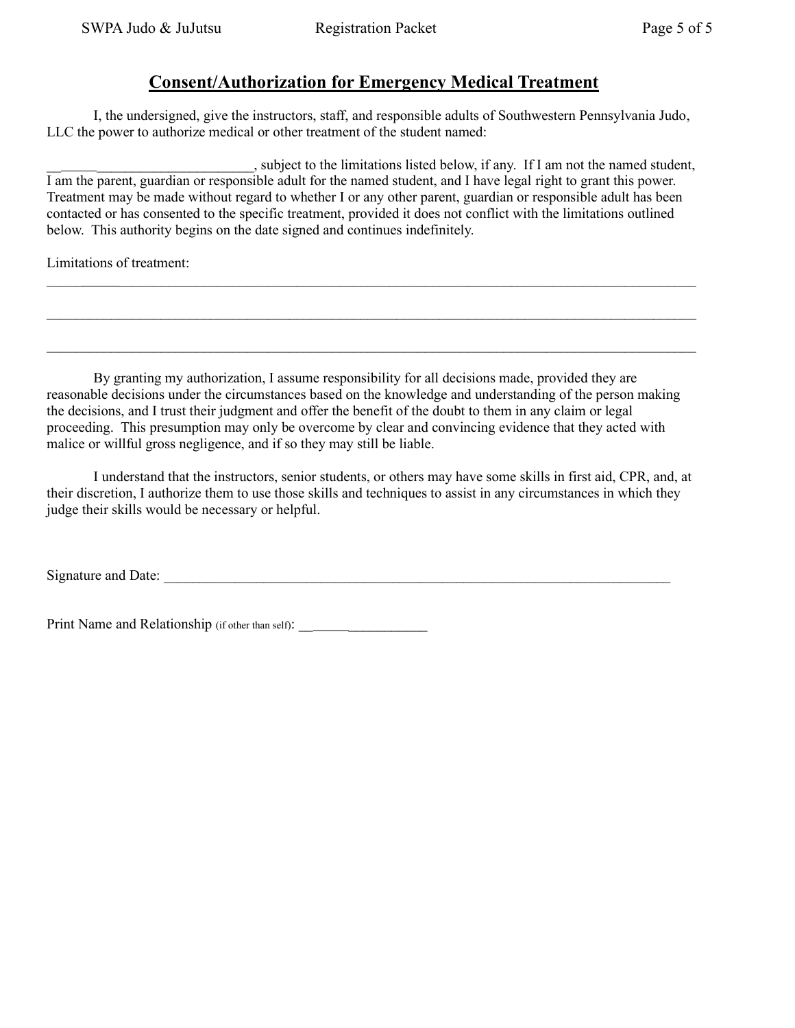## Consent/Authorization for Emergency Medical Treatment

I, the undersigned, give the instructors, staff, and responsible adults of Southwestern Pennsylvania Judo, LLC the power to authorize medical or other treatment of the student named:

____________________________, subject to the limitations listed below, if any. If I am not the named student, I am the parent, guardian or responsible adult for the named student, and I have legal right to grant this power. Treatment may be made without regard to whether I or any other parent, guardian or responsible adult has been contacted or has consented to the specific treatment, provided it does not conflict with the limitations outlined below. This authority begins on the date signed and continues indefinitely.

Limitations of treatment:

______________________________________________________________________________

______________________________________________________________________________

______________________________________________________________________________

By granting my authorization, I assume responsibility for all decisions made, provided they are reasonable decisions under the circumstances based on the knowledge and understanding of the person making the decisions, and I trust their judgment and offer the benefit of the doubt to them in any claim or legal proceeding. This presumption may only be overcome by clear and convincing evidence that they acted with malice or willful gross negligence, and if so they may still be liable.

I understand that the instructors, senior students, or others may have some skills in first aid, CPR, and, at their discretion, I authorize them to use those skills and techniques to assist in any circumstances in which they judge their skills would be necessary or helpful.

Signature and Date: ____________________________________________________________

Print Name and Relationship (if other than self): ____________________